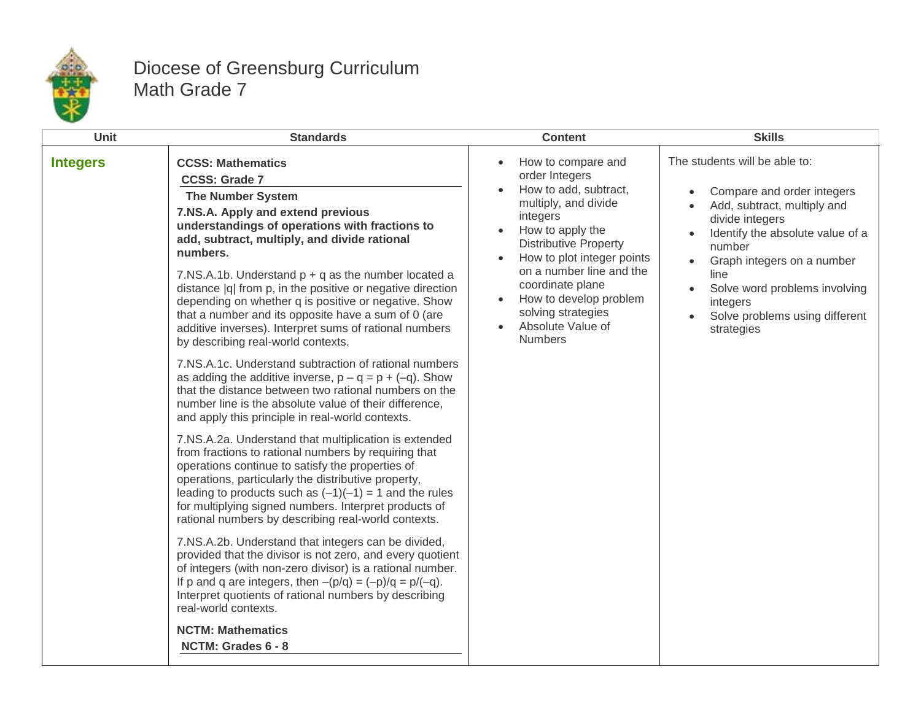# Diocese of Greensburg Curriculum
## Math Grade 7

| Unit | Standards | Content | Skills |
|---|---|---|---|
| **Integers** | **CCSS: Mathematics**<br>**CCSS: Grade 7**<br>**The Number System**<br>**7.NS.A. Apply and extend previous understandings of operations with fractions to add, subtract, multiply, and divide rational numbers.**<br><br>7.NS.A.1b. Understand $p + q$ as the number located a distance $\|q\|$ from $p$, in the positive or negative direction depending on whether $q$ is positive or negative. Show that a number and its opposite have a sum of 0 (are additive inverses). Interpret sums of rational numbers by describing real-world contexts.<br><br>7.NS.A.1c. Understand subtraction of rational numbers as adding the additive inverse, $p - q = p + (-q)$. Show that the distance between two rational numbers on the number line is the absolute value of their difference, and apply this principle in real-world contexts.<br><br>7.NS.A.2a. Understand that multiplication is extended from fractions to rational numbers by requiring that operations continue to satisfy the properties of operations, particularly the distributive property, leading to products such as $(-1)(-1) = 1$ and the rules for multiplying signed numbers. Interpret products of rational numbers by describing real-world contexts.<br><br>7.NS.A.2b. Understand that integers can be divided, provided that the divisor is not zero, and every quotient of integers (with non-zero divisor) is a rational number. If $p$ and $q$ are integers, then $-(p/q) = (-p)/q = p/(-q)$. Interpret quotients of rational numbers by describing real-world contexts.<br><br>**NCTM: Mathematics**<br>**NCTM: Grades 6 - 8** | • How to compare and order Integers<br>• How to add, subtract, multiply, and divide integers<br>• How to apply the Distributive Property<br>• How to plot integer points on a number line and the coordinate plane<br>• How to develop problem solving strategies<br>• Absolute Value of Numbers | The students will be able to:<br><br>• Compare and order integers<br>• Add, subtract, multiply and divide integers<br>• Identify the absolute value of a number<br>• Graph integers on a number line<br>• Solve word problems involving integers<br>• Solve problems using different strategies |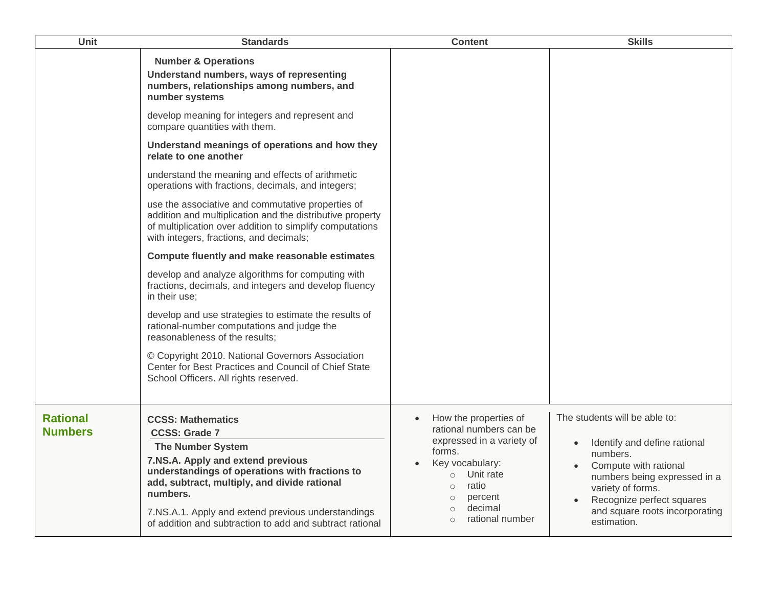| Unit | Standards | Content | Skills |
|---|---|---|---|
| | **Number & Operations**<br>**Understand numbers, ways of representing numbers, relationships among numbers, and number systems**<br>develop meaning for integers and represent and compare quantities with them.<br>**Understand meanings of operations and how they relate to one another**<br>understand the meaning and effects of arithmetic operations with fractions, decimals, and integers;<br>use the associative and commutative properties of addition and multiplication and the distributive property of multiplication over addition to simplify computations with integers, fractions, and decimals;<br>**Compute fluently and make reasonable estimates**<br>develop and analyze algorithms for computing with fractions, decimals, and integers and develop fluency in their use;<br>develop and use strategies to estimate the results of rational-number computations and judge the reasonableness of the results;<br>© Copyright 2010. National Governors Association Center for Best Practices and Council of Chief State School Officers. All rights reserved. | | |
| **Rational Numbers** | **CCSS: Mathematics**<br>**CCSS: Grade 7**<br>**The Number System**<br>**7.NS.A. Apply and extend previous understandings of operations with fractions to add, subtract, multiply, and divide rational numbers.**<br>7.NS.A.1. Apply and extend previous understandings of addition and subtraction to add and subtract rational | • How the properties of rational numbers can be expressed in a variety of forms.<br>• Key vocabulary:<br>○ Unit rate<br>○ ratio<br>○ percent<br>○ decimal<br>○ rational number | The students will be able to:<br>• Identify and define rational numbers.<br>• Compute with rational numbers being expressed in a variety of forms.<br>• Recognize perfect squares and square roots incorporating estimation. |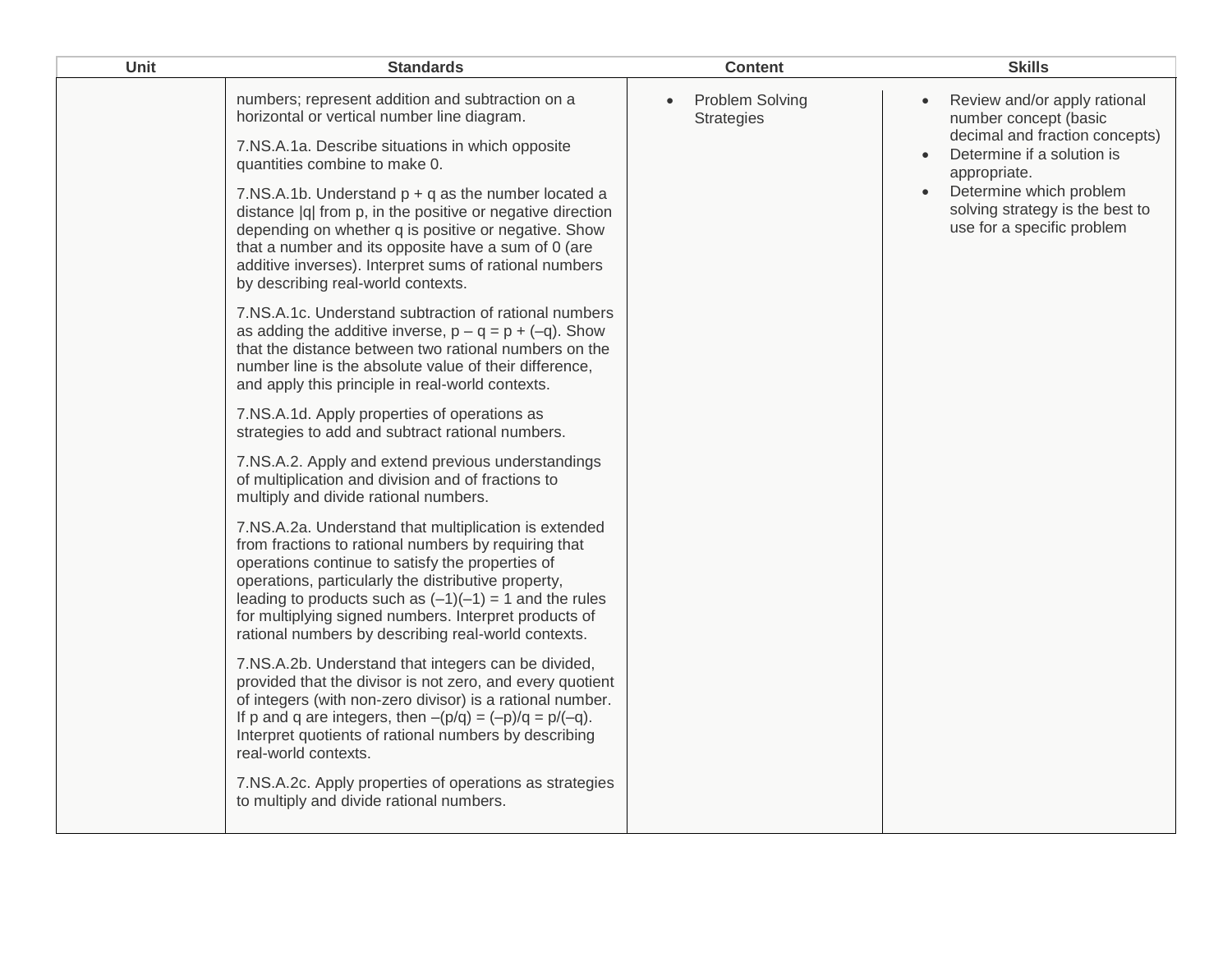| Unit | Standards | Content | Skills |
| --- | --- | --- | --- |
| | numbers; represent addition and subtraction on a horizontal or vertical number line diagram.<br><br>7.NS.A.1a. Describe situations in which opposite quantities combine to make 0.<br><br>7.NS.A.1b. Understand p + q as the number located a distance \|q\| from p, in the positive or negative direction depending on whether q is positive or negative. Show that a number and its opposite have a sum of 0 (are additive inverses). Interpret sums of rational numbers by describing real-world contexts.<br><br>7.NS.A.1c. Understand subtraction of rational numbers as adding the additive inverse, p – q = p + (–q). Show that the distance between two rational numbers on the number line is the absolute value of their difference, and apply this principle in real-world contexts.<br><br>7.NS.A.1d. Apply properties of operations as strategies to add and subtract rational numbers.<br><br>7.NS.A.2. Apply and extend previous understandings of multiplication and division and of fractions to multiply and divide rational numbers.<br><br>7.NS.A.2a. Understand that multiplication is extended from fractions to rational numbers by requiring that operations continue to satisfy the properties of operations, particularly the distributive property, leading to products such as (–1)(–1) = 1 and the rules for multiplying signed numbers. Interpret products of rational numbers by describing real-world contexts.<br><br>7.NS.A.2b. Understand that integers can be divided, provided that the divisor is not zero, and every quotient of integers (with non-zero divisor) is a rational number. If p and q are integers, then –(p/q) = (–p)/q = p/(–q). Interpret quotients of rational numbers by describing real-world contexts.<br><br>7.NS.A.2c. Apply properties of operations as strategies to multiply and divide rational numbers. | • Problem Solving Strategies | • Review and/or apply rational number concept (basic decimal and fraction concepts)<br>• Determine if a solution is appropriate.<br>• Determine which problem solving strategy is the best to use for a specific problem |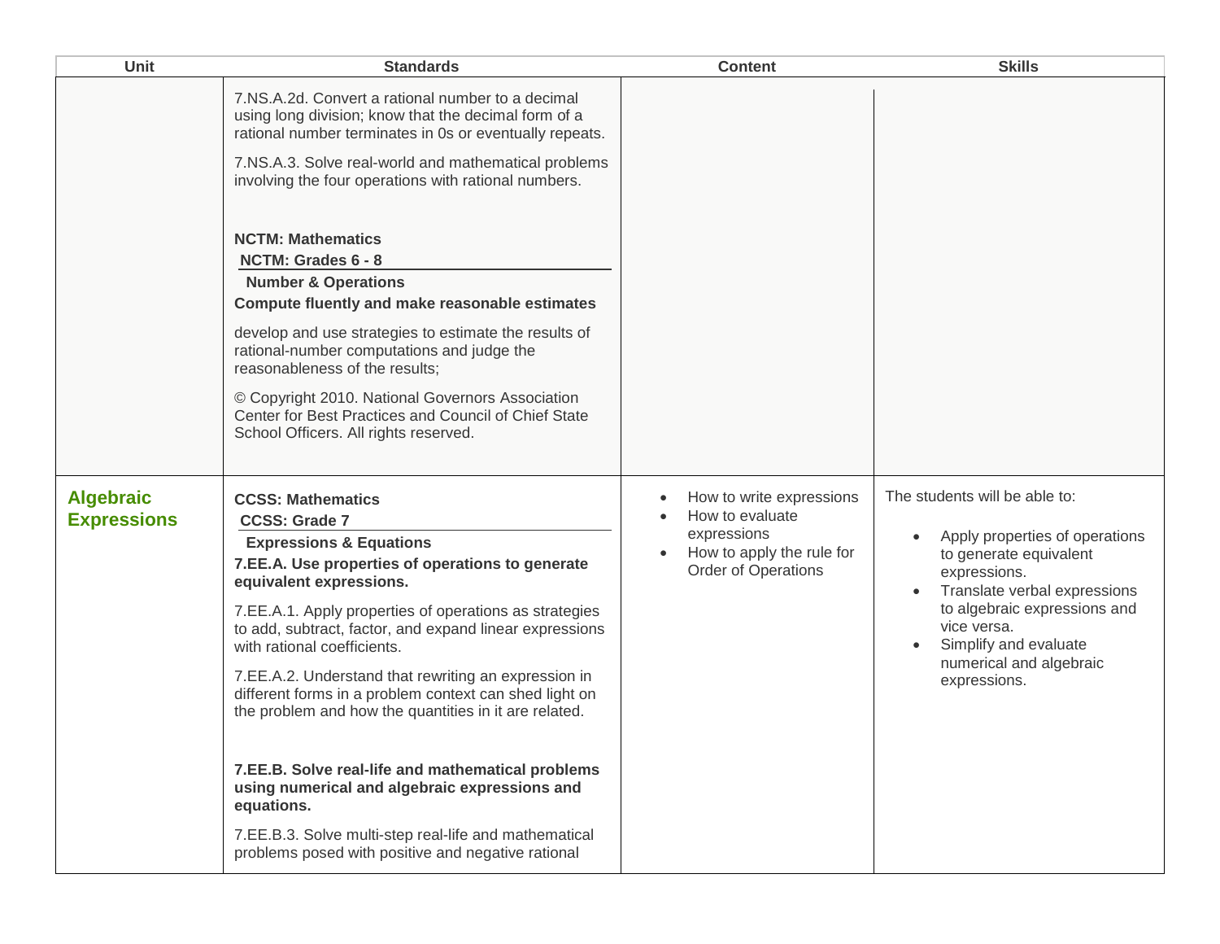| Unit | Standards | Content | Skills |
|---|---|---|---|
| | 7.NS.A.2d. Convert a rational number to a decimal using long division; know that the decimal form of a rational number terminates in 0s or eventually repeats.<br><br>7.NS.A.3. Solve real-world and mathematical problems involving the four operations with rational numbers.<br><br>**NCTM: Mathematics**<br>**NCTM: Grades 6 - 8**<br>**Number & Operations**<br>**Compute fluently and make reasonable estimates**<br><br>develop and use strategies to estimate the results of rational-number computations and judge the reasonableness of the results;<br><br>© Copyright 2010. National Governors Association Center for Best Practices and Council of Chief State School Officers. All rights reserved. | | |
| **Algebraic Expressions** | **CCSS: Mathematics**<br>**CCSS: Grade 7**<br>**Expressions & Equations**<br>**7.EE.A. Use properties of operations to generate equivalent expressions.**<br><br>7.EE.A.1. Apply properties of operations as strategies to add, subtract, factor, and expand linear expressions with rational coefficients.<br><br>7.EE.A.2. Understand that rewriting an expression in different forms in a problem context can shed light on the problem and how the quantities in it are related.<br><br>**7.EE.B. Solve real-life and mathematical problems using numerical and algebraic expressions and equations.**<br><br>7.EE.B.3. Solve multi-step real-life and mathematical problems posed with positive and negative rational | • How to write expressions<br>• How to evaluate expressions<br>• How to apply the rule for Order of Operations | The students will be able to:<br><br>• Apply properties of operations to generate equivalent expressions.<br>• Translate verbal expressions to algebraic expressions and vice versa.<br>• Simplify and evaluate numerical and algebraic expressions. |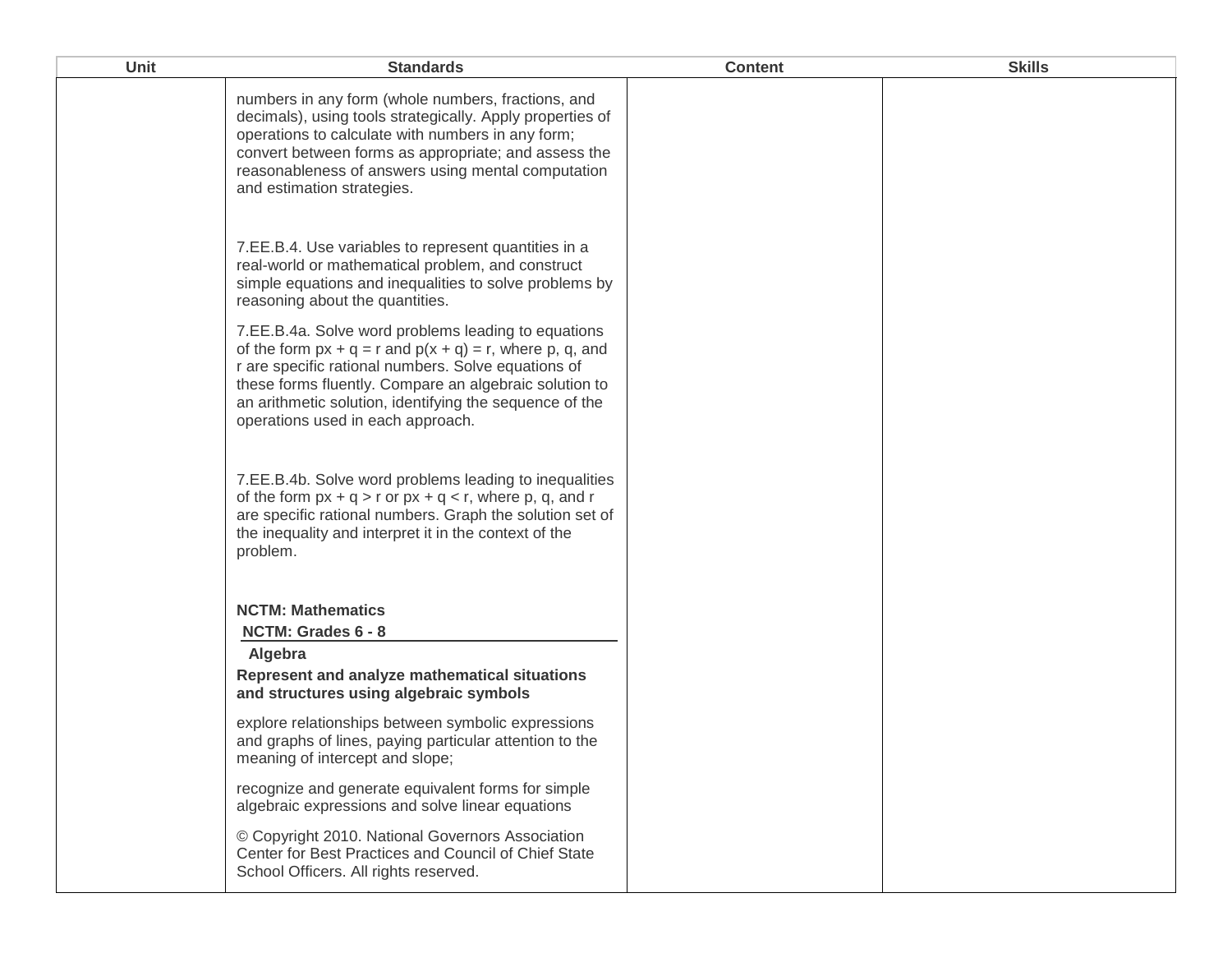| Unit | Standards | Content | Skills |
|---|---|---|---|
| | numbers in any form (whole numbers, fractions, and decimals), using tools strategically. Apply properties of operations to calculate with numbers in any form; convert between forms as appropriate; and assess the reasonableness of answers using mental computation and estimation strategies.<br><br>7.EE.B.4. Use variables to represent quantities in a real-world or mathematical problem, and construct simple equations and inequalities to solve problems by reasoning about the quantities.<br><br>7.EE.B.4a. Solve word problems leading to equations of the form $px + q = r$ and $p(x + q) = r$, where p, q, and r are specific rational numbers. Solve equations of these forms fluently. Compare an algebraic solution to an arithmetic solution, identifying the sequence of the operations used in each approach.<br><br>7.EE.B.4b. Solve word problems leading to inequalities of the form $px + q > r$ or $px + q < r$, where p, q, and r are specific rational numbers. Graph the solution set of the inequality and interpret it in the context of the problem.<br><br>**NCTM: Mathematics**<br>**NCTM: Grades 6 - 8**<br>**Algebra**<br>**Represent and analyze mathematical situations and structures using algebraic symbols**<br><br>explore relationships between symbolic expressions and graphs of lines, paying particular attention to the meaning of intercept and slope;<br><br>recognize and generate equivalent forms for simple algebraic expressions and solve linear equations<br><br>© Copyright 2010. National Governors Association Center for Best Practices and Council of Chief State School Officers. All rights reserved. | | |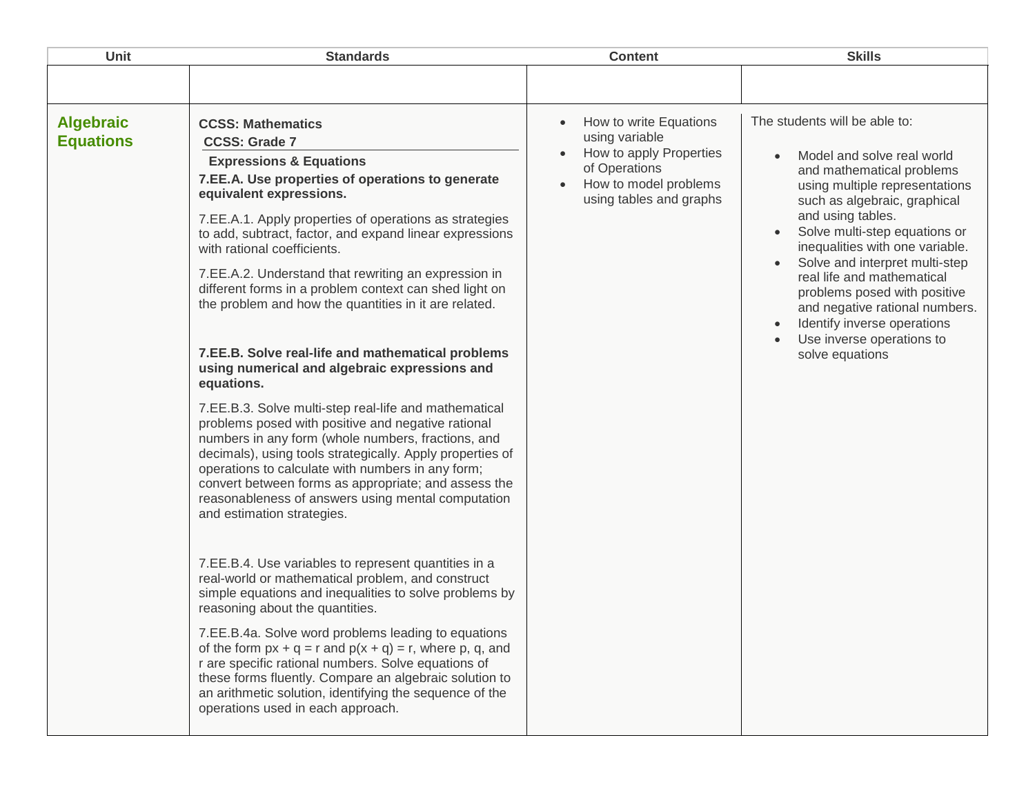| Unit | Standards | Content | Skills |
|---|---|---|---|
| | | | |
| **Algebraic Equations** | **CCSS: Mathematics**<br>**CCSS: Grade 7**<br>**Expressions & Equations**<br>**7.EE.A. Use properties of operations to generate equivalent expressions.**<br>7.EE.A.1. Apply properties of operations as strategies to add, subtract, factor, and expand linear expressions with rational coefficients.<br>7.EE.A.2. Understand that rewriting an expression in different forms in a problem context can shed light on the problem and how the quantities in it are related.<br>**7.EE.B. Solve real-life and mathematical problems using numerical and algebraic expressions and equations.**<br>7.EE.B.3. Solve multi-step real-life and mathematical problems posed with positive and negative rational numbers in any form (whole numbers, fractions, and decimals), using tools strategically. Apply properties of operations to calculate with numbers in any form; convert between forms as appropriate; and assess the reasonableness of answers using mental computation and estimation strategies.<br>7.EE.B.4. Use variables to represent quantities in a real-world or mathematical problem, and construct simple equations and inequalities to solve problems by reasoning about the quantities.<br>7.EE.B.4a. Solve word problems leading to equations of the form $px + q = r$ and $p(x + q) = r$, where $p$, $q$, and $r$ are specific rational numbers. Solve equations of these forms fluently. Compare an algebraic solution to an arithmetic solution, identifying the sequence of the operations used in each approach. | • How to write Equations using variable<br>• How to apply Properties of Operations<br>• How to model problems using tables and graphs | The students will be able to:<br>• Model and solve real world and mathematical problems using multiple representations such as algebraic, graphical and using tables.<br>• Solve multi-step equations or inequalities with one variable.<br>• Solve and interpret multi-step real life and mathematical problems posed with positive and negative rational numbers.<br>• Identify inverse operations<br>• Use inverse operations to solve equations |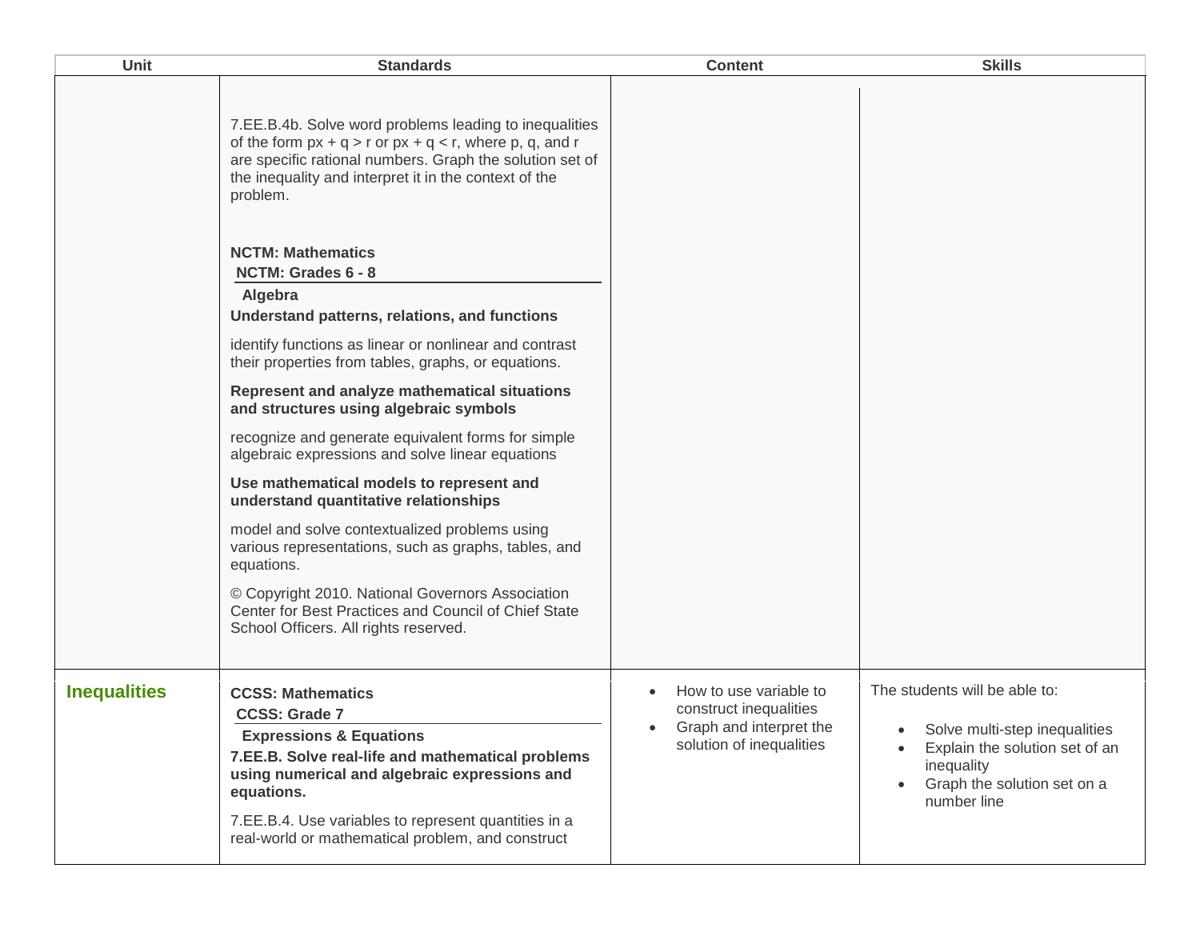| Unit | Standards | Content | Skills |
|---|---|---|---|
| | 7.EE.B.4b. Solve word problems leading to inequalities of the form $px + q > r$ or $px + q < r$, where p, q, and r are specific rational numbers. Graph the solution set of the inequality and interpret it in the context of the problem.<br><br>**NCTM: Mathematics**<br>**NCTM: Grades 6 - 8**<br>**Algebra**<br>**Understand patterns, relations, and functions**<br>identify functions as linear or nonlinear and contrast their properties from tables, graphs, or equations.<br>**Represent and analyze mathematical situations and structures using algebraic symbols**<br>recognize and generate equivalent forms for simple algebraic expressions and solve linear equations<br>**Use mathematical models to represent and understand quantitative relationships**<br>model and solve contextualized problems using various representations, such as graphs, tables, and equations.<br>© Copyright 2010. National Governors Association Center for Best Practices and Council of Chief State School Officers. All rights reserved. | | |
| **Inequalities** | **CCSS: Mathematics**<br>**CCSS: Grade 7**<br>**Expressions & Equations**<br>**7.EE.B. Solve real-life and mathematical problems using numerical and algebraic expressions and equations.**<br>7.EE.B.4. Use variables to represent quantities in a real-world or mathematical problem, and construct | • How to use variable to construct inequalities<br>• Graph and interpret the solution of inequalities | The students will be able to:<br>• Solve multi-step inequalities<br>• Explain the solution set of an inequality<br>• Graph the solution set on a number line |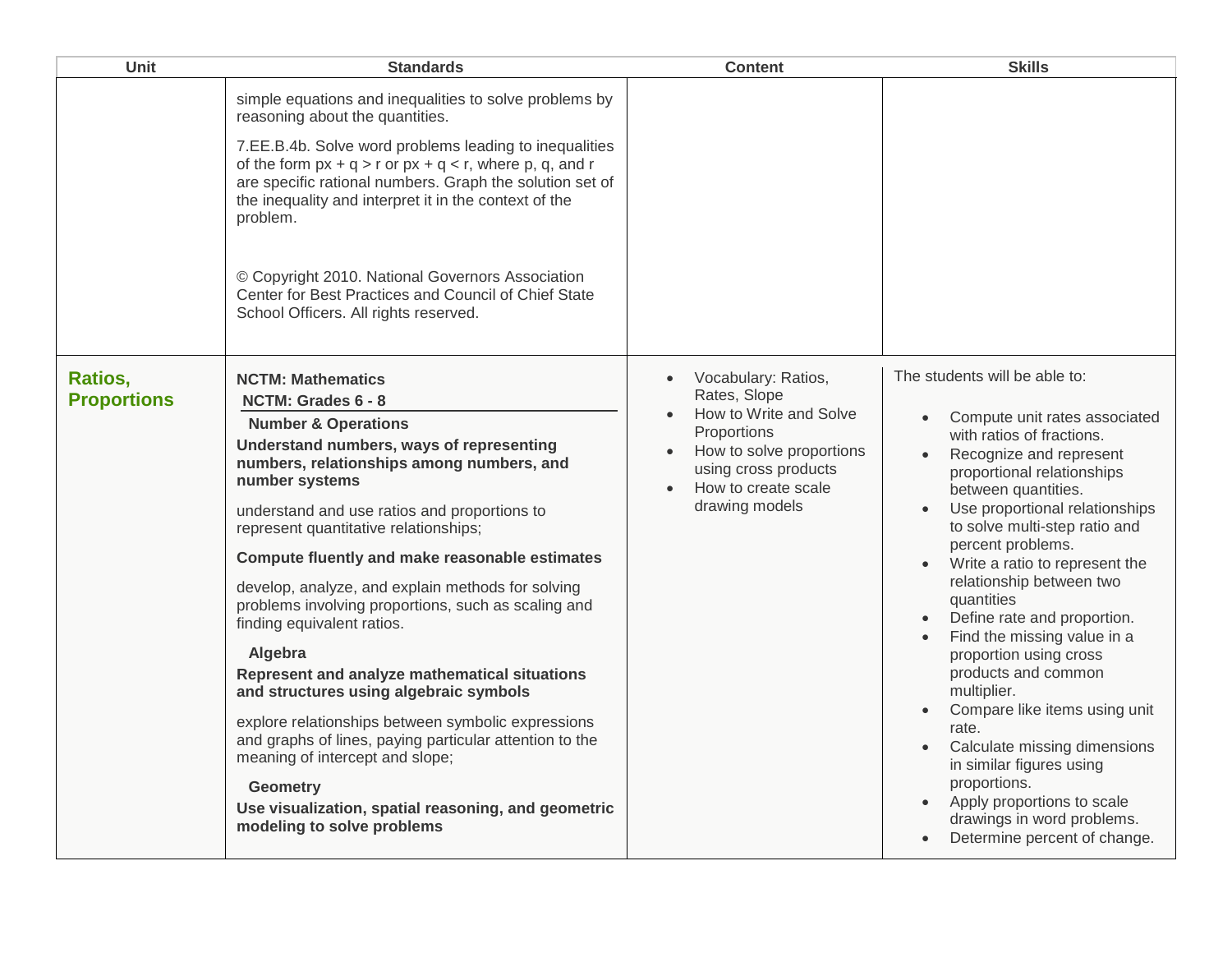| Unit | Standards | Content | Skills |
|---|---|---|---|
| | simple equations and inequalities to solve problems by reasoning about the quantities.<br><br>7.EE.B.4b. Solve word problems leading to inequalities of the form $px + q > r$ or $px + q < r$, where p, q, and r are specific rational numbers. Graph the solution set of the inequality and interpret it in the context of the problem.<br><br>© Copyright 2010. National Governors Association Center for Best Practices and Council of Chief State School Officers. All rights reserved. | | |
| **Ratios, Proportions** | **NCTM: Mathematics**<br>**NCTM: Grades 6 - 8**<br>**Number & Operations**<br>**Understand numbers, ways of representing numbers, relationships among numbers, and number systems**<br><br>understand and use ratios and proportions to represent quantitative relationships;<br><br>**Compute fluently and make reasonable estimates**<br><br>develop, analyze, and explain methods for solving problems involving proportions, such as scaling and finding equivalent ratios.<br><br>**Algebra**<br>**Represent and analyze mathematical situations and structures using algebraic symbols**<br><br>explore relationships between symbolic expressions and graphs of lines, paying particular attention to the meaning of intercept and slope;<br><br>**Geometry**<br>**Use visualization, spatial reasoning, and geometric modeling to solve problems** | • Vocabulary: Ratios, Rates, Slope<br>• How to Write and Solve Proportions<br>• How to solve proportions using cross products<br>• How to create scale drawing models | The students will be able to:<br><br>• Compute unit rates associated with ratios of fractions.<br>• Recognize and represent proportional relationships between quantities.<br>• Use proportional relationships to solve multi-step ratio and percent problems.<br>• Write a ratio to represent the relationship between two quantities<br>• Define rate and proportion.<br>• Find the missing value in a proportion using cross products and common multiplier.<br>• Compare like items using unit rate.<br>• Calculate missing dimensions in similar figures using proportions.<br>• Apply proportions to scale drawings in word problems.<br>• Determine percent of change. |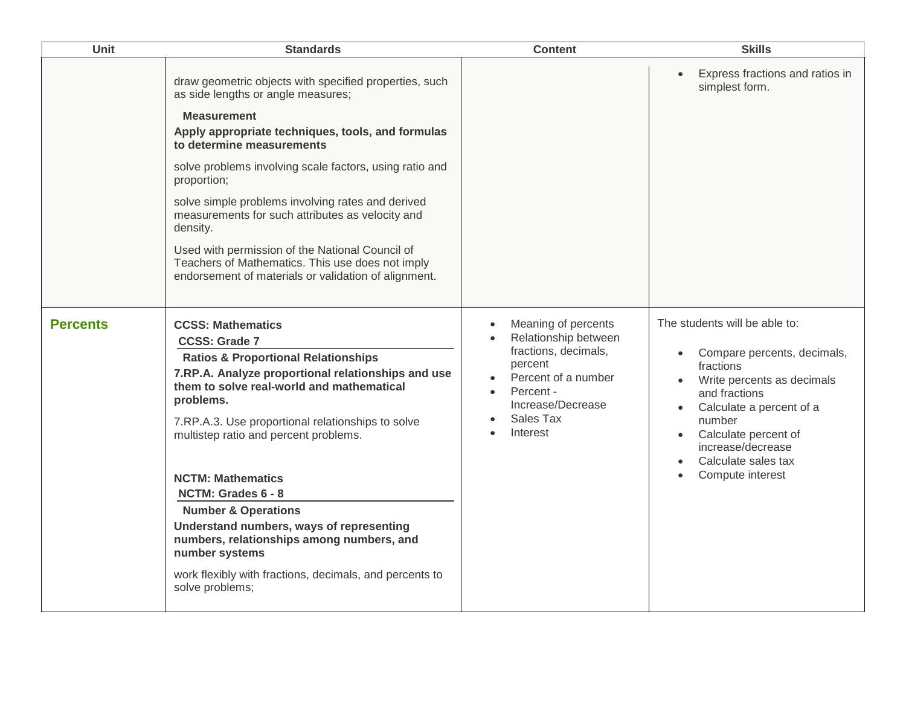| Unit | Standards | Content | Skills |
|---|---|---|---|
| | draw geometric objects with specified properties, such as side lengths or angle measures;<br><br>**Measurement**<br>**Apply appropriate techniques, tools, and formulas to determine measurements**<br><br>solve problems involving scale factors, using ratio and proportion;<br><br>solve simple problems involving rates and derived measurements for such attributes as velocity and density.<br><br>Used with permission of the National Council of Teachers of Mathematics. This use does not imply endorsement of materials or validation of alignment. | | • Express fractions and ratios in simplest form. |
| **Percents** | **CCSS: Mathematics**<br>**CCSS: Grade 7**<br>**Ratios & Proportional Relationships**<br>**7.RP.A. Analyze proportional relationships and use them to solve real-world and mathematical problems.**<br><br>7.RP.A.3. Use proportional relationships to solve multistep ratio and percent problems.<br><br>**NCTM: Mathematics**<br>**NCTM: Grades 6 - 8**<br>**Number & Operations**<br>**Understand numbers, ways of representing numbers, relationships among numbers, and number systems**<br><br>work flexibly with fractions, decimals, and percents to solve problems; | • Meaning of percents<br>• Relationship between fractions, decimals, percent<br>• Percent of a number<br>• Percent - Increase/Decrease<br>• Sales Tax<br>• Interest | The students will be able to:<br><br>• Compare percents, decimals, fractions<br>• Write percents as decimals and fractions<br>• Calculate a percent of a number<br>• Calculate percent of increase/decrease<br>• Calculate sales tax<br>• Compute interest |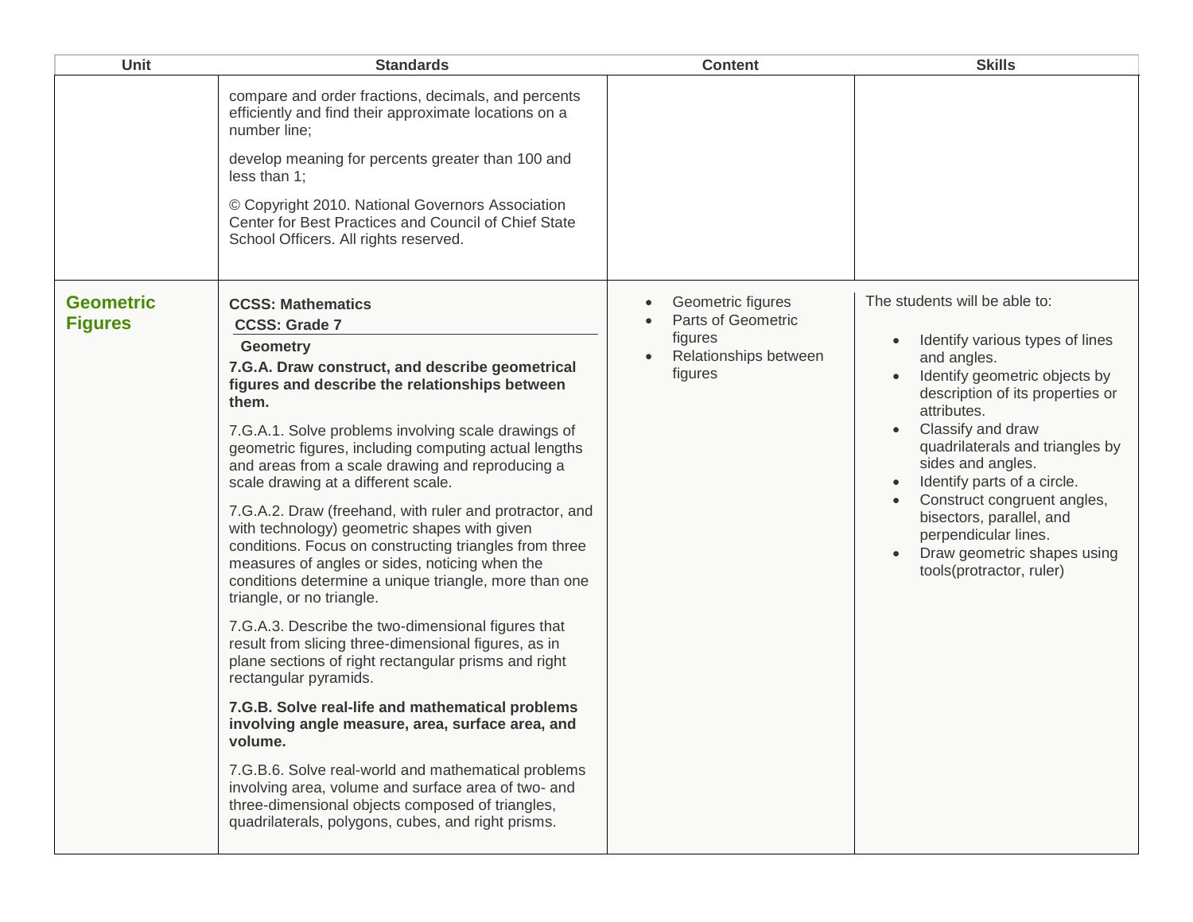| Unit | Standards | Content | Skills |
| --- | --- | --- | --- |
| | compare and order fractions, decimals, and percents efficiently and find their approximate locations on a number line;<br><br>develop meaning for percents greater than 100 and less than 1;<br><br>© Copyright 2010. National Governors Association Center for Best Practices and Council of Chief State School Officers. All rights reserved. | | |
| **Geometric Figures** | **CCSS: Mathematics**<br>**CCSS: Grade 7**<br>**Geometry**<br>**7.G.A. Draw construct, and describe geometrical figures and describe the relationships between them.**<br><br>7.G.A.1. Solve problems involving scale drawings of geometric figures, including computing actual lengths and areas from a scale drawing and reproducing a scale drawing at a different scale.<br><br>7.G.A.2. Draw (freehand, with ruler and protractor, and with technology) geometric shapes with given conditions. Focus on constructing triangles from three measures of angles or sides, noticing when the conditions determine a unique triangle, more than one triangle, or no triangle.<br><br>7.G.A.3. Describe the two-dimensional figures that result from slicing three-dimensional figures, as in plane sections of right rectangular prisms and right rectangular pyramids.<br><br>**7.G.B. Solve real-life and mathematical problems involving angle measure, area, surface area, and volume.**<br><br>7.G.B.6. Solve real-world and mathematical problems involving area, volume and surface area of two- and three-dimensional objects composed of triangles, quadrilaterals, polygons, cubes, and right prisms. | • Geometric figures<br>• Parts of Geometric figures<br>• Relationships between figures | The students will be able to:<br><br>• Identify various types of lines and angles.<br>• Identify geometric objects by description of its properties or attributes.<br>• Classify and draw quadrilaterals and triangles by sides and angles.<br>• Identify parts of a circle.<br>• Construct congruent angles, bisectors, parallel, and perpendicular lines.<br>• Draw geometric shapes using tools(protractor, ruler) |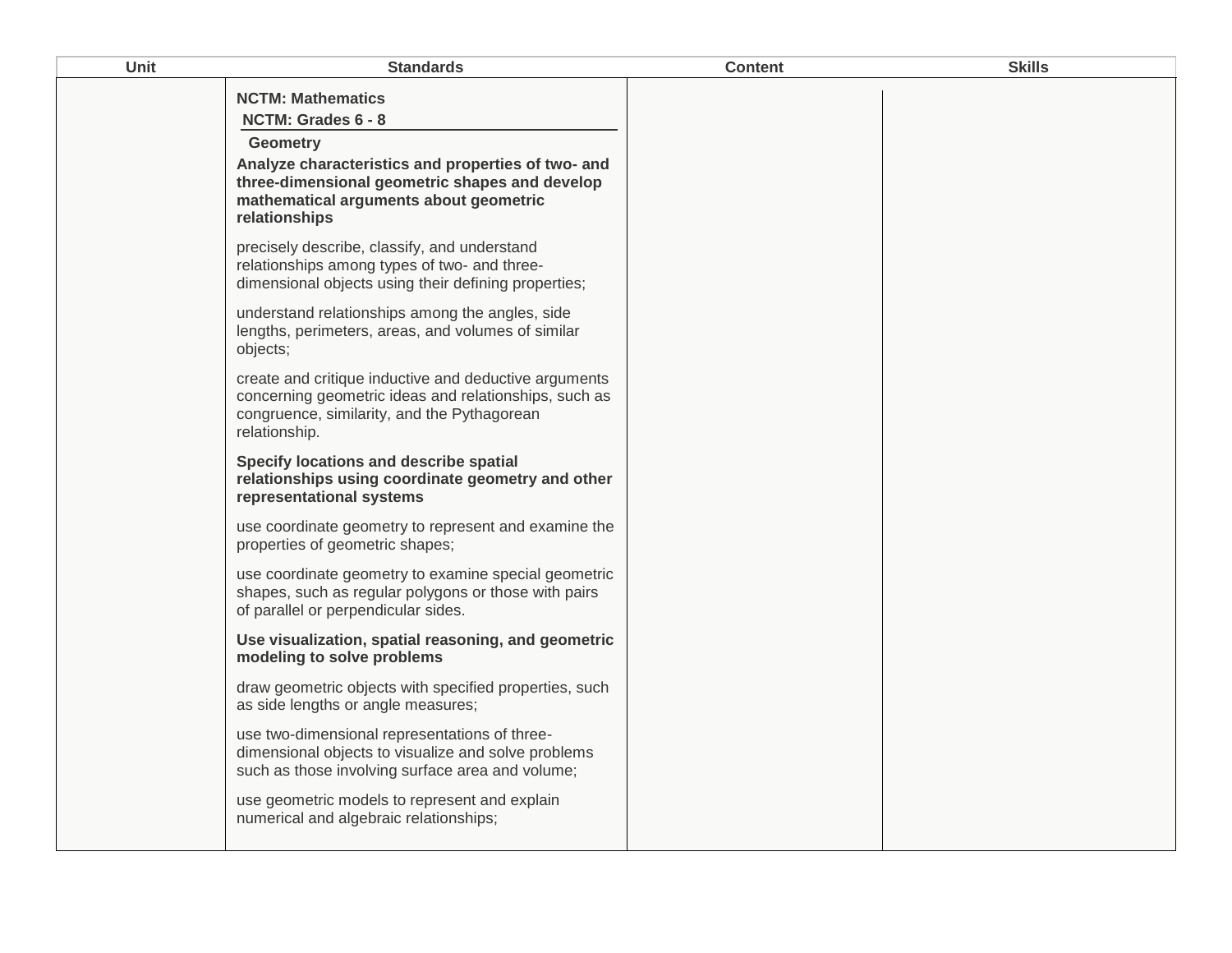| Unit | Standards | Content | Skills |
| --- | --- | --- | --- |
| | **NCTM: Mathematics**<br>**NCTM: Grades 6 - 8**<br>**Geometry**<br>**Analyze characteristics and properties of two- and three-dimensional geometric shapes and develop mathematical arguments about geometric relationships**<br><br>precisely describe, classify, and understand relationships among types of two- and three-dimensional objects using their defining properties;<br><br>understand relationships among the angles, side lengths, perimeters, areas, and volumes of similar objects;<br><br>create and critique inductive and deductive arguments concerning geometric ideas and relationships, such as congruence, similarity, and the Pythagorean relationship.<br><br>**Specify locations and describe spatial relationships using coordinate geometry and other representational systems**<br><br>use coordinate geometry to represent and examine the properties of geometric shapes;<br><br>use coordinate geometry to examine special geometric shapes, such as regular polygons or those with pairs of parallel or perpendicular sides.<br><br>**Use visualization, spatial reasoning, and geometric modeling to solve problems**<br><br>draw geometric objects with specified properties, such as side lengths or angle measures;<br><br>use two-dimensional representations of three-dimensional objects to visualize and solve problems such as those involving surface area and volume;<br><br>use geometric models to represent and explain numerical and algebraic relationships; | | |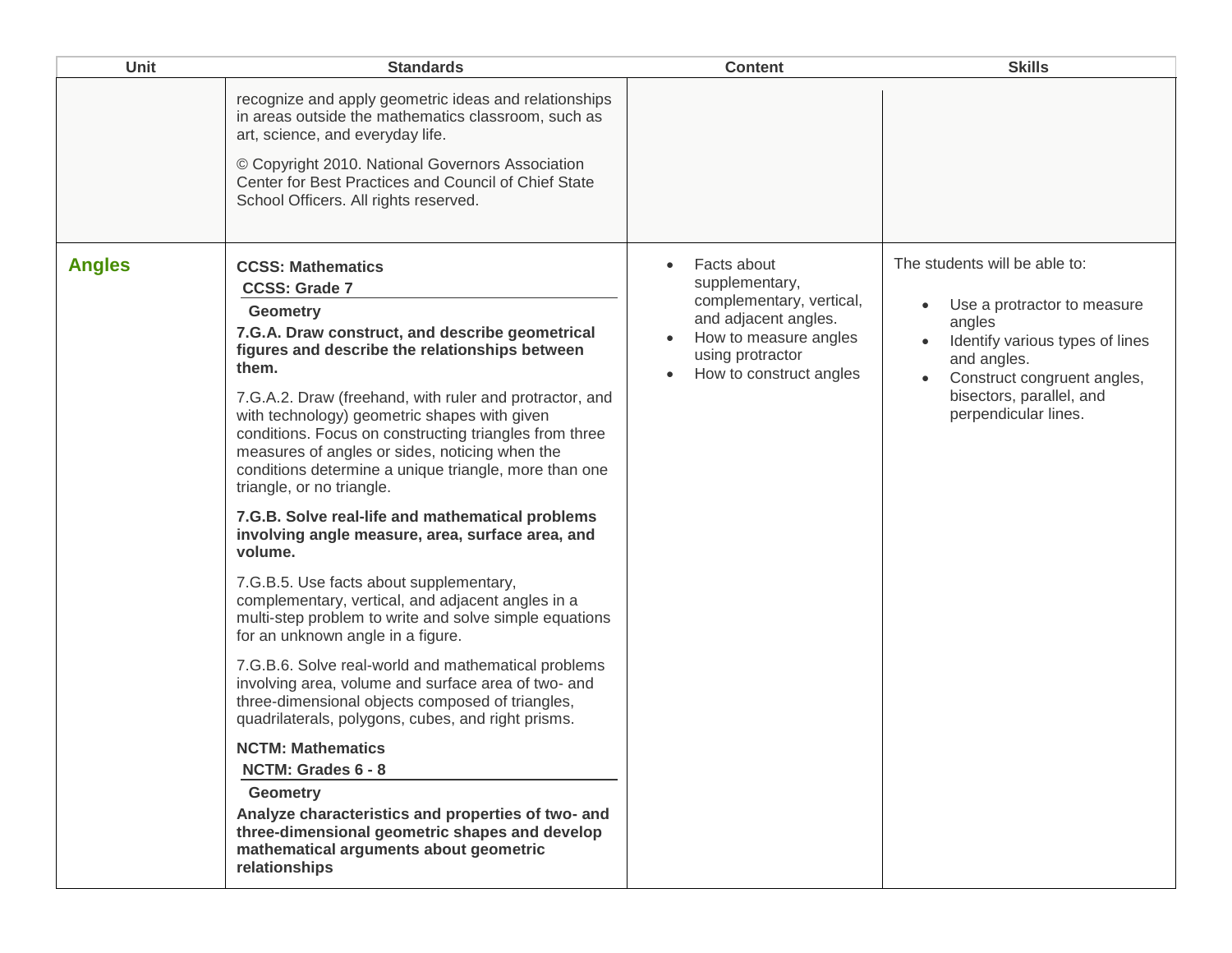| Unit | Standards | Content | Skills |
| --- | --- | --- | --- |
| | recognize and apply geometric ideas and relationships in areas outside the mathematics classroom, such as art, science, and everyday life.<br><br>© Copyright 2010. National Governors Association Center for Best Practices and Council of Chief State School Officers. All rights reserved. | | |
| **Angles** | **CCSS: Mathematics**<br>**CCSS: Grade 7**<br>**Geometry**<br>**7.G.A. Draw construct, and describe geometrical figures and describe the relationships between them.**<br><br>7.G.A.2. Draw (freehand, with ruler and protractor, and with technology) geometric shapes with given conditions. Focus on constructing triangles from three measures of angles or sides, noticing when the conditions determine a unique triangle, more than one triangle, or no triangle.<br><br>**7.G.B. Solve real-life and mathematical problems involving angle measure, area, surface area, and volume.**<br><br>7.G.B.5. Use facts about supplementary, complementary, vertical, and adjacent angles in a multi-step problem to write and solve simple equations for an unknown angle in a figure.<br><br>7.G.B.6. Solve real-world and mathematical problems involving area, volume and surface area of two- and three-dimensional objects composed of triangles, quadrilaterals, polygons, cubes, and right prisms.<br><br>**NCTM: Mathematics**<br>**NCTM: Grades 6 - 8**<br>**Geometry**<br>**Analyze characteristics and properties of two- and three-dimensional geometric shapes and develop mathematical arguments about geometric relationships** | • Facts about supplementary, complementary, vertical, and adjacent angles.<br>• How to measure angles using protractor<br>• How to construct angles | The students will be able to:<br><br>• Use a protractor to measure angles<br>• Identify various types of lines and angles.<br>• Construct congruent angles, bisectors, parallel, and perpendicular lines. |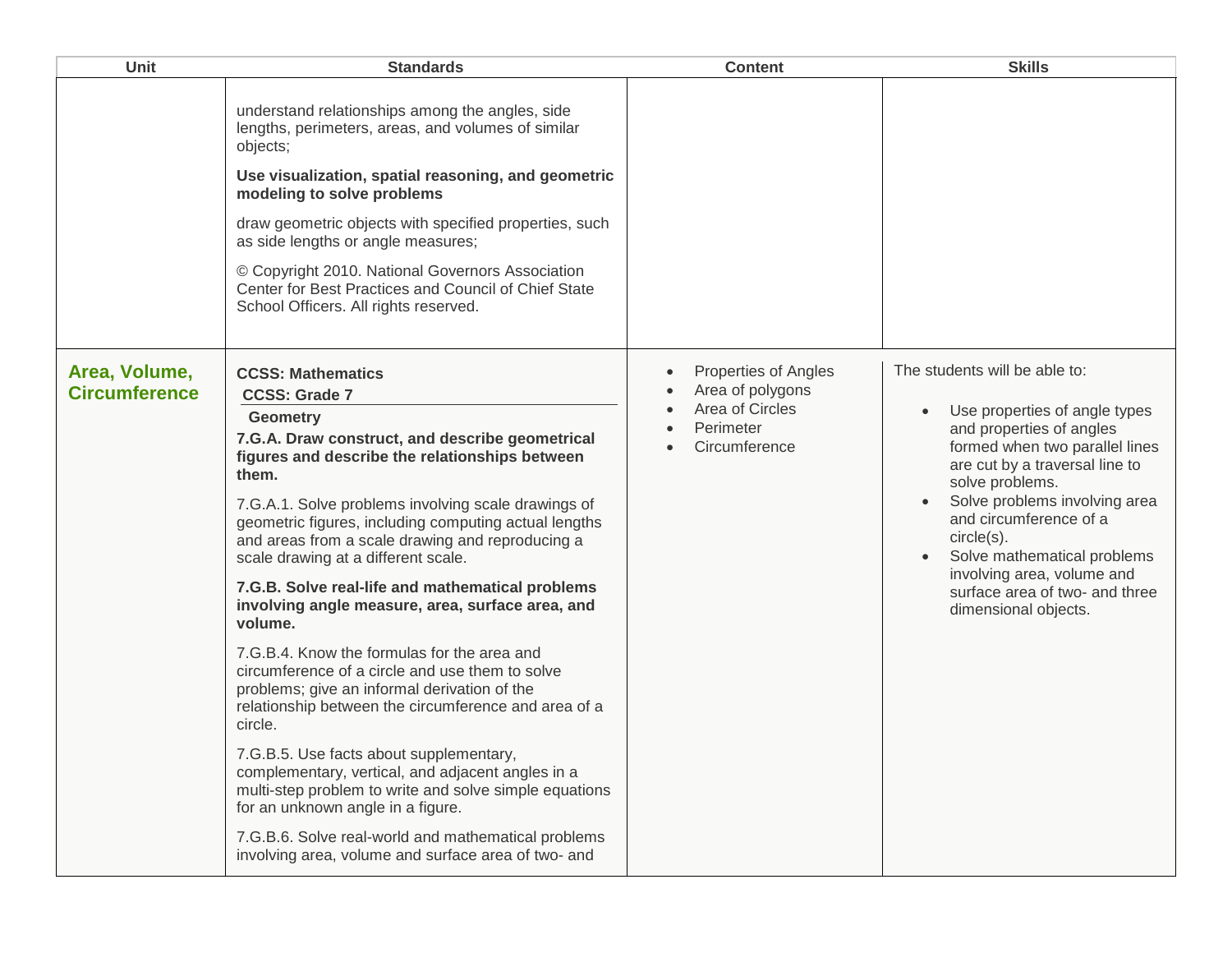| Unit | Standards | Content | Skills |
|---|---|---|---|
| | understand relationships among the angles, side lengths, perimeters, areas, and volumes of similar objects;<br><br>**Use visualization, spatial reasoning, and geometric modeling to solve problems**<br><br>draw geometric objects with specified properties, such as side lengths or angle measures;<br><br>© Copyright 2010. National Governors Association Center for Best Practices and Council of Chief State School Officers. All rights reserved. | | |
| **Area, Volume, Circumference** | **CCSS: Mathematics**<br>**CCSS: Grade 7**<br>**Geometry**<br>**7.G.A. Draw construct, and describe geometrical figures and describe the relationships between them.**<br><br>7.G.A.1. Solve problems involving scale drawings of geometric figures, including computing actual lengths and areas from a scale drawing and reproducing a scale drawing at a different scale.<br><br>**7.G.B. Solve real-life and mathematical problems involving angle measure, area, surface area, and volume.**<br><br>7.G.B.4. Know the formulas for the area and circumference of a circle and use them to solve problems; give an informal derivation of the relationship between the circumference and area of a circle.<br><br>7.G.B.5. Use facts about supplementary, complementary, vertical, and adjacent angles in a multi-step problem to write and solve simple equations for an unknown angle in a figure.<br><br>7.G.B.6. Solve real-world and mathematical problems involving area, volume and surface area of two- and | • Properties of Angles<br>• Area of polygons<br>• Area of Circles<br>• Perimeter<br>• Circumference | The students will be able to:<br><br>• Use properties of angle types and properties of angles formed when two parallel lines are cut by a traversal line to solve problems.<br>• Solve problems involving area and circumference of a circle(s).<br>• Solve mathematical problems involving area, volume and surface area of two- and three dimensional objects. |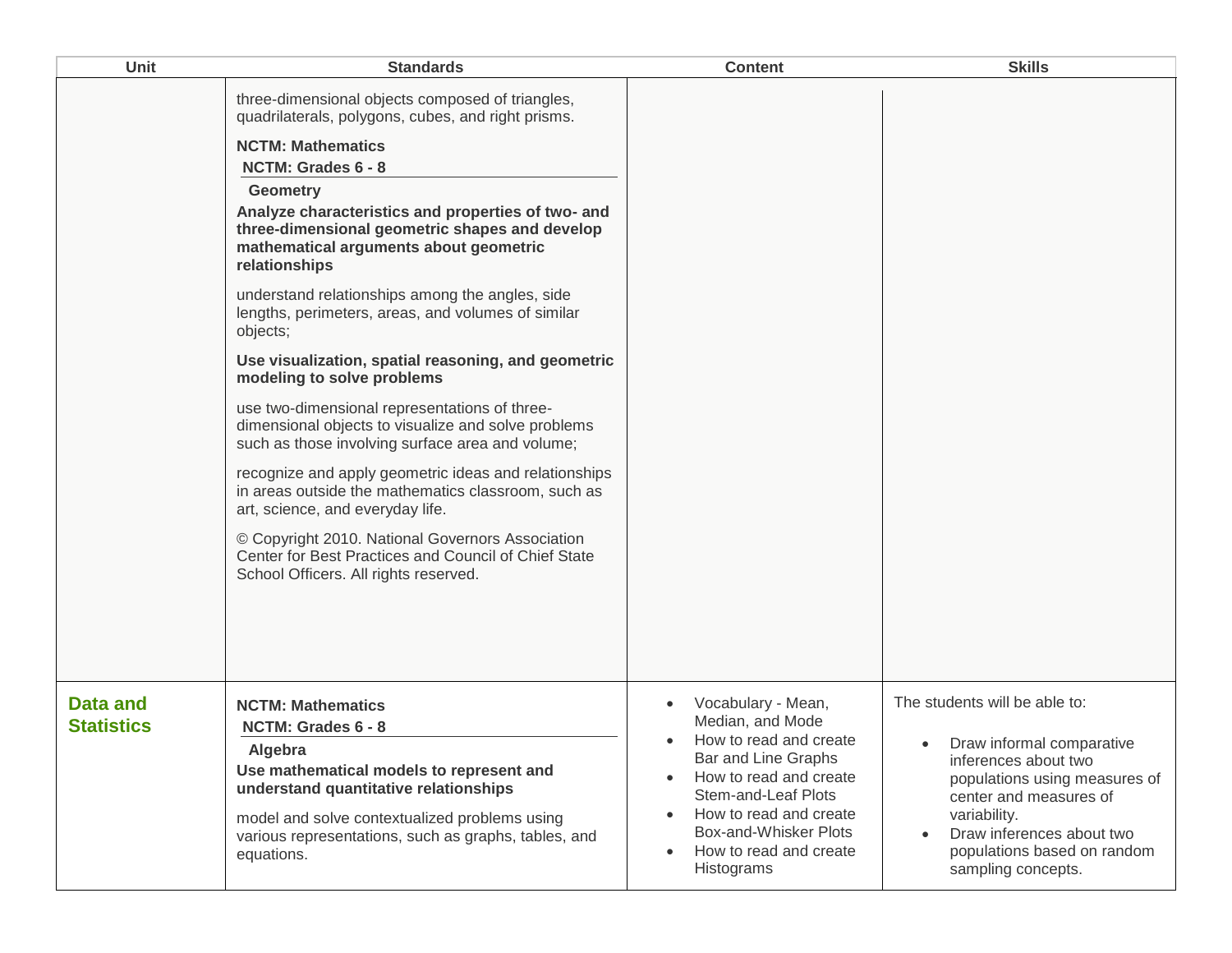| Unit | Standards | Content | Skills |
|---|---|---|---|
| | three-dimensional objects composed of triangles, quadrilaterals, polygons, cubes, and right prisms.<br><br>**NCTM: Mathematics**<br>**NCTM: Grades 6 - 8**<br>**Geometry**<br>**Analyze characteristics and properties of two- and three-dimensional geometric shapes and develop mathematical arguments about geometric relationships**<br><br>understand relationships among the angles, side lengths, perimeters, areas, and volumes of similar objects;<br><br>**Use visualization, spatial reasoning, and geometric modeling to solve problems**<br><br>use two-dimensional representations of three-dimensional objects to visualize and solve problems such as those involving surface area and volume;<br><br>recognize and apply geometric ideas and relationships in areas outside the mathematics classroom, such as art, science, and everyday life.<br><br>© Copyright 2010. National Governors Association Center for Best Practices and Council of Chief State School Officers. All rights reserved. | | |
| **Data and Statistics** | **NCTM: Mathematics**<br>**NCTM: Grades 6 - 8**<br>**Algebra**<br>**Use mathematical models to represent and understand quantitative relationships**<br><br>model and solve contextualized problems using various representations, such as graphs, tables, and equations. | • Vocabulary - Mean, Median, and Mode<br>• How to read and create Bar and Line Graphs<br>• How to read and create Stem-and-Leaf Plots<br>• How to read and create Box-and-Whisker Plots<br>• How to read and create Histograms | The students will be able to:<br><br>• Draw informal comparative inferences about two populations using measures of center and measures of variability.<br>• Draw inferences about two populations based on random sampling concepts. |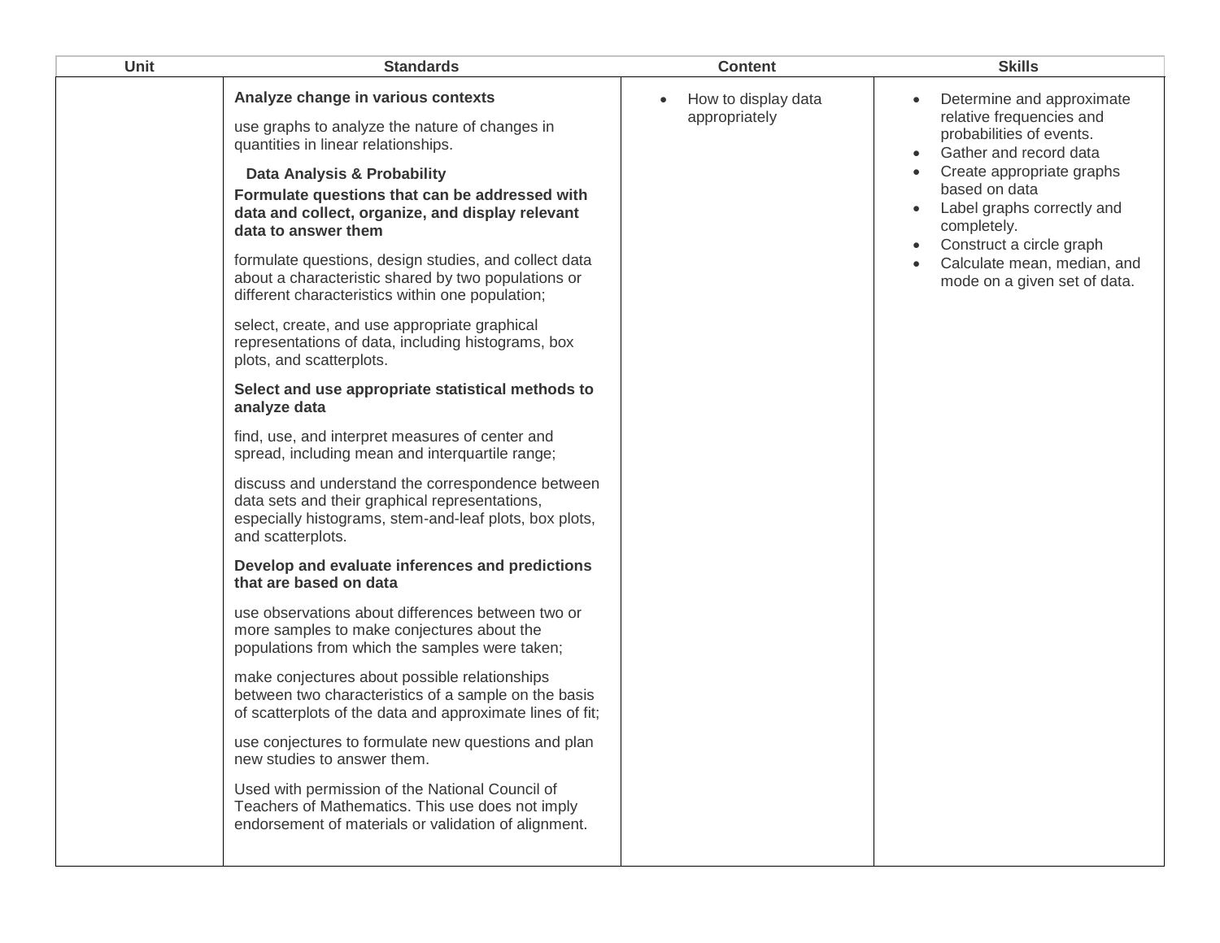| Unit | Standards | Content | Skills |
| --- | --- | --- | --- |
| | **Analyze change in various contexts**<br><br>use graphs to analyze the nature of changes in quantities in linear relationships.<br><br>**Data Analysis & Probability**<br>**Formulate questions that can be addressed with data and collect, organize, and display relevant data to answer them**<br><br>formulate questions, design studies, and collect data about a characteristic shared by two populations or different characteristics within one population;<br><br>select, create, and use appropriate graphical representations of data, including histograms, box plots, and scatterplots.<br><br>**Select and use appropriate statistical methods to analyze data**<br><br>find, use, and interpret measures of center and spread, including mean and interquartile range;<br><br>discuss and understand the correspondence between data sets and their graphical representations, especially histograms, stem-and-leaf plots, box plots, and scatterplots.<br><br>**Develop and evaluate inferences and predictions that are based on data**<br><br>use observations about differences between two or more samples to make conjectures about the populations from which the samples were taken;<br><br>make conjectures about possible relationships between two characteristics of a sample on the basis of scatterplots of the data and approximate lines of fit;<br><br>use conjectures to formulate new questions and plan new studies to answer them.<br><br>Used with permission of the National Council of Teachers of Mathematics. This use does not imply endorsement of materials or validation of alignment. | • How to display data appropriately | • Determine and approximate relative frequencies and probabilities of events.<br>• Gather and record data<br>• Create appropriate graphs based on data<br>• Label graphs correctly and completely.<br>• Construct a circle graph<br>• Calculate mean, median, and mode on a given set of data. |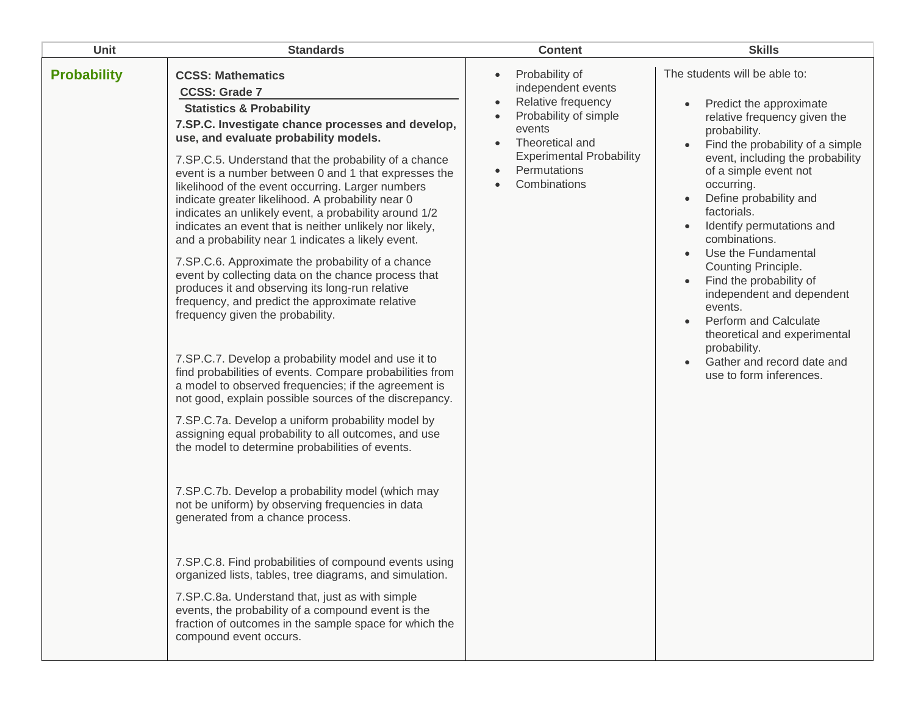| Unit | Standards | Content | Skills |
| --- | --- | --- | --- |
| **Probability** | **CCSS: Mathematics**<br>**CCSS: Grade 7**<br>**Statistics & Probability**<br>**7.SP.C. Investigate chance processes and develop, use, and evaluate probability models.**<br><br>7.SP.C.5. Understand that the probability of a chance event is a number between 0 and 1 that expresses the likelihood of the event occurring. Larger numbers indicate greater likelihood. A probability near 0 indicates an unlikely event, a probability around 1/2 indicates an event that is neither unlikely nor likely, and a probability near 1 indicates a likely event.<br><br>7.SP.C.6. Approximate the probability of a chance event by collecting data on the chance process that produces it and observing its long-run relative frequency, and predict the approximate relative frequency given the probability.<br><br>7.SP.C.7. Develop a probability model and use it to find probabilities of events. Compare probabilities from a model to observed frequencies; if the agreement is not good, explain possible sources of the discrepancy.<br><br>7.SP.C.7a. Develop a uniform probability model by assigning equal probability to all outcomes, and use the model to determine probabilities of events.<br><br>7.SP.C.7b. Develop a probability model (which may not be uniform) by observing frequencies in data generated from a chance process.<br><br>7.SP.C.8. Find probabilities of compound events using organized lists, tables, tree diagrams, and simulation.<br><br>7.SP.C.8a. Understand that, just as with simple events, the probability of a compound event is the fraction of outcomes in the sample space for which the compound event occurs. | • Probability of independent events<br>• Relative frequency<br>• Probability of simple events<br>• Theoretical and Experimental Probability<br>• Permutations<br>• Combinations | The students will be able to:<br><br>• Predict the approximate relative frequency given the probability.<br>• Find the probability of a simple event, including the probability of a simple event not occurring.<br>• Define probability and factorials.<br>• Identify permutations and combinations.<br>• Use the Fundamental Counting Principle.<br>• Find the probability of independent and dependent events.<br>• Perform and Calculate theoretical and experimental probability.<br>• Gather and record date and use to form inferences. |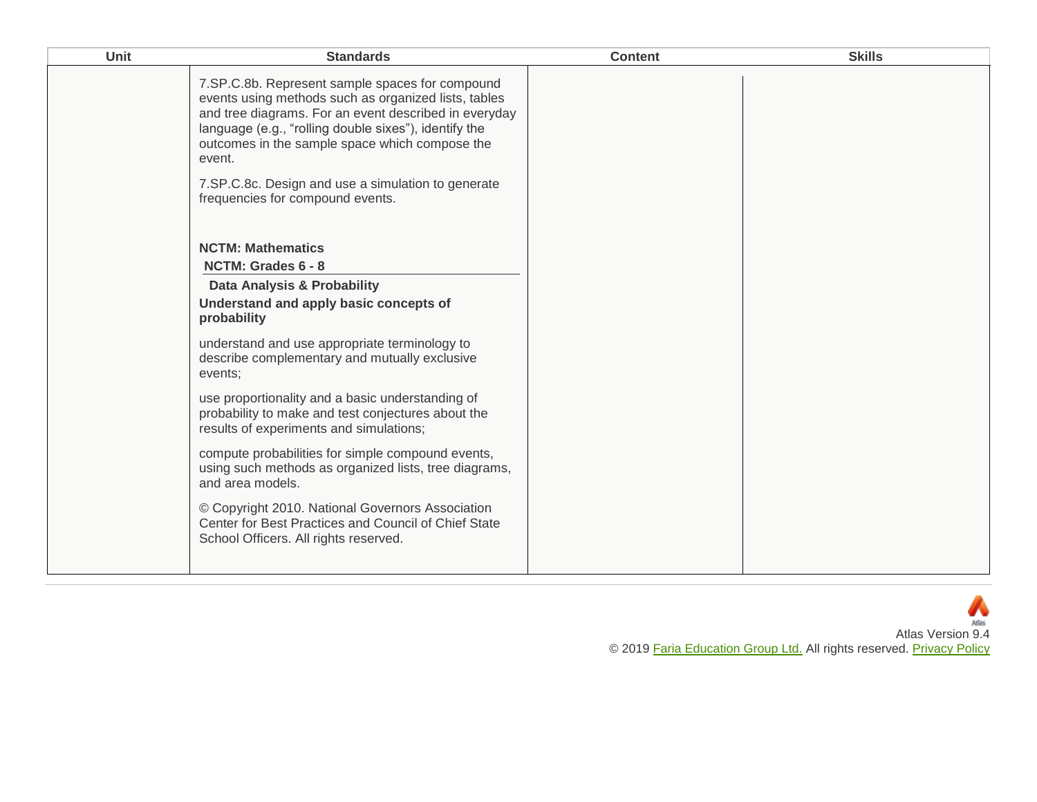| Unit | Standards | Content | Skills |
| --- | --- | --- | --- |
| | 7.SP.C.8b. Represent sample spaces for compound events using methods such as organized lists, tables and tree diagrams. For an event described in everyday language (e.g., "rolling double sixes"), identify the outcomes in the sample space which compose the event.<br><br>7.SP.C.8c. Design and use a simulation to generate frequencies for compound events.<br><br>**NCTM: Mathematics**<br>**NCTM: Grades 6 - 8**<br>**Data Analysis & Probability**<br>**Understand and apply basic concepts of probability**<br><br>understand and use appropriate terminology to describe complementary and mutually exclusive events;<br><br>use proportionality and a basic understanding of probability to make and test conjectures about the results of experiments and simulations;<br><br>compute probabilities for simple compound events, using such methods as organized lists, tree diagrams, and area models.<br><br>© Copyright 2010. National Governors Association Center for Best Practices and Council of Chief State School Officers. All rights reserved. | | |

Atlas Version 9.4
© 2019 Faria Education Group Ltd. All rights reserved. Privacy Policy